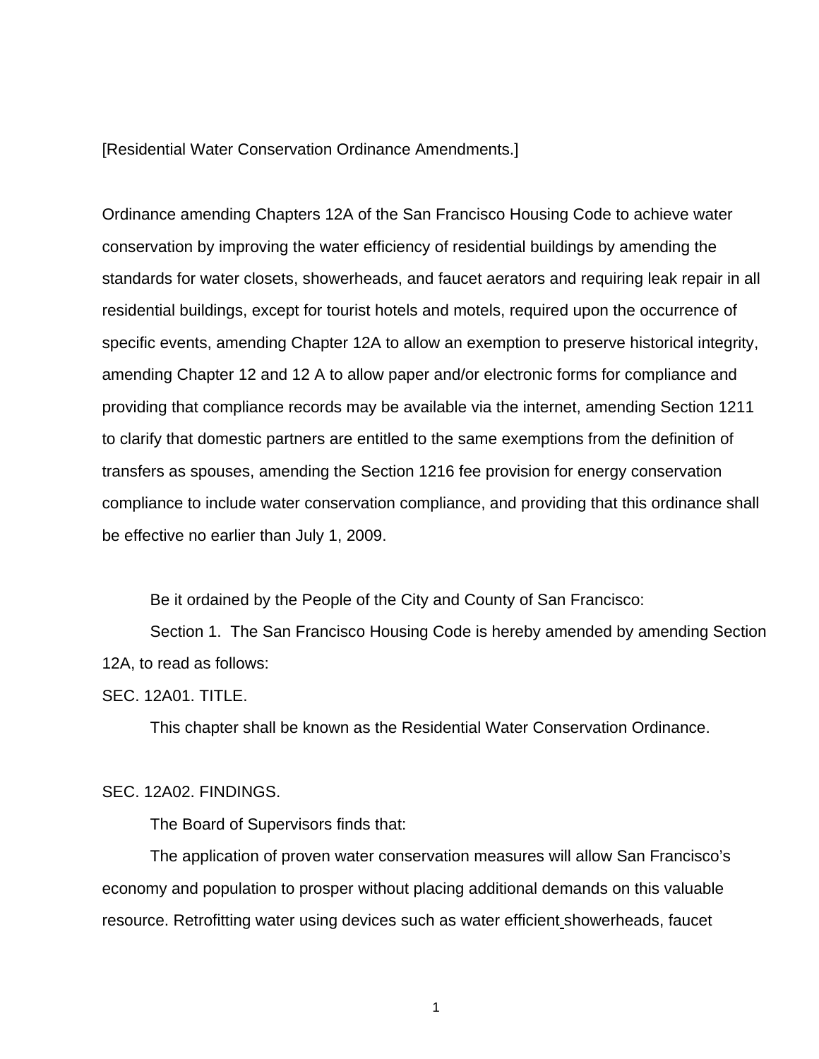[Residential Water Conservation Ordinance Amendments.]

Ordinance amending Chapters 12A of the San Francisco Housing Code to achieve water conservation by improving the water efficiency of residential buildings by amending the standards for water closets, showerheads, and faucet aerators and requiring leak repair in all residential buildings, except for tourist hotels and motels, required upon the occurrence of specific events, amending Chapter 12A to allow an exemption to preserve historical integrity, amending Chapter 12 and 12 A to allow paper and/or electronic forms for compliance and providing that compliance records may be available via the internet, amending Section 1211 to clarify that domestic partners are entitled to the same exemptions from the definition of transfers as spouses, amending the Section 1216 fee provision for energy conservation compliance to include water conservation compliance, and providing that this ordinance shall be effective no earlier than July 1, 2009.

Be it ordained by the People of the City and County of San Francisco:

Section 1. The San Francisco Housing Code is hereby amended by amending Section 12A, to read as follows:

SEC. 12A01. TITLE.

This chapter shall be known as the Residential Water Conservation Ordinance.

SEC. 12A02. FINDINGS.

The Board of Supervisors finds that:

The application of proven water conservation measures will allow San Francisco's economy and population to prosper without placing additional demands on this valuable resource. Retrofitting water using devices such as water efficient showerheads, faucet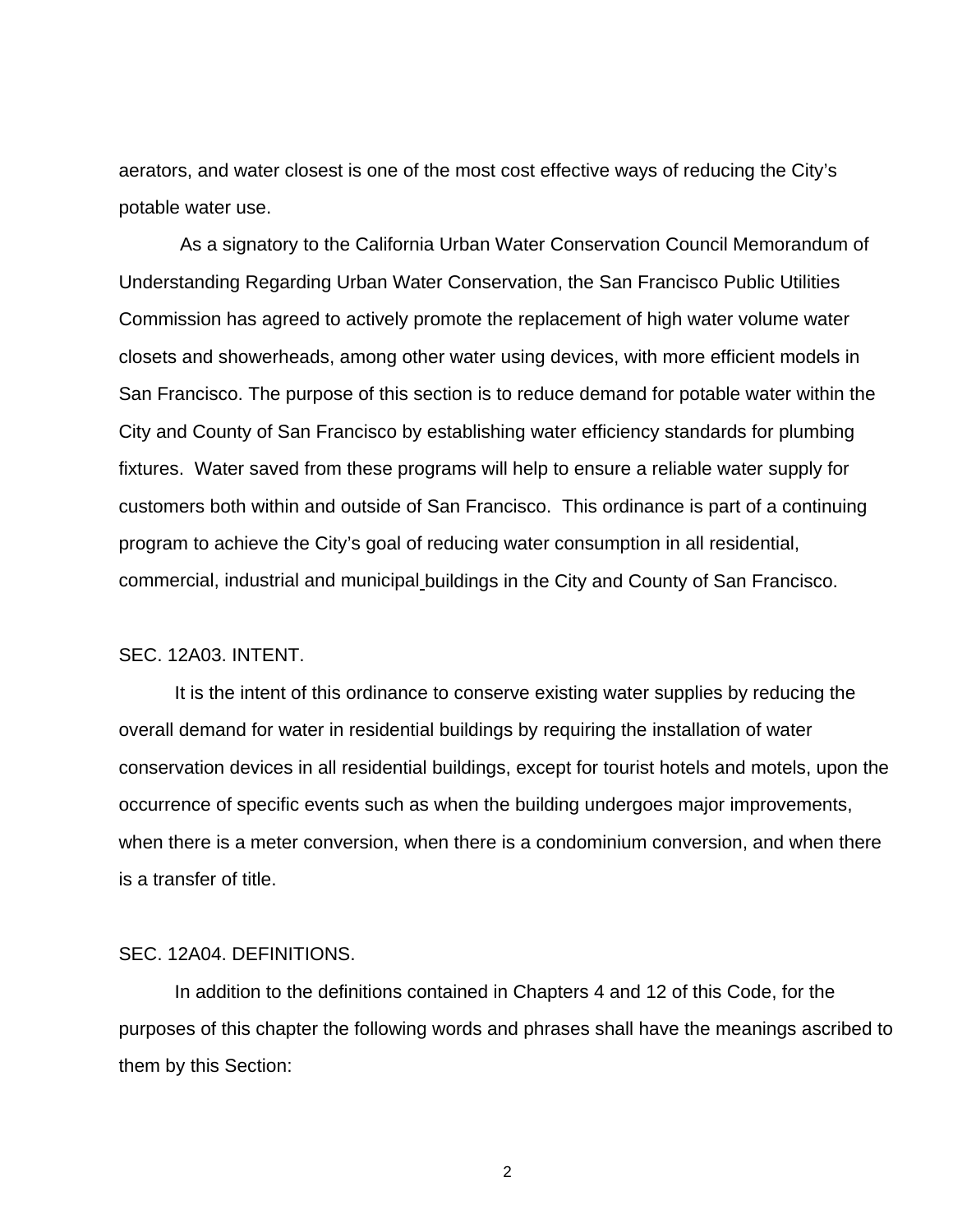aerators, and water closest is one of the most cost effective ways of reducing the City's potable water use.

As a signatory to the California Urban Water Conservation Council Memorandum of Understanding Regarding Urban Water Conservation, the San Francisco Public Utilities Commission has agreed to actively promote the replacement of high water volume water closets and showerheads, among other water using devices, with more efficient models in San Francisco. The purpose of this section is to reduce demand for potable water within the City and County of San Francisco by establishing water efficiency standards for plumbing fixtures. Water saved from these programs will help to ensure a reliable water supply for customers both within and outside of San Francisco. This ordinance is part of a continuing program to achieve the City's goal of reducing water consumption in all residential, commercial, industrial and municipal buildings in the City and County of San Francisco.

SEC. 12A03. INTENT.

It is the intent of this ordinance to conserve existing water supplies by reducing the overall demand for water in residential buildings by requiring the installation of water conservation devices in all residential buildings, except for tourist hotels and motels, upon the occurrence of specific events such as when the building undergoes major improvements, when there is a meter conversion, when there is a condominium conversion, and when there is a transfer of title.

SEC. 12A04. DEFINITIONS.

In addition to the definitions contained in Chapters 4 and 12 of this Code, for the purposes of this chapter the following words and phrases shall have the meanings ascribed to them by this Section: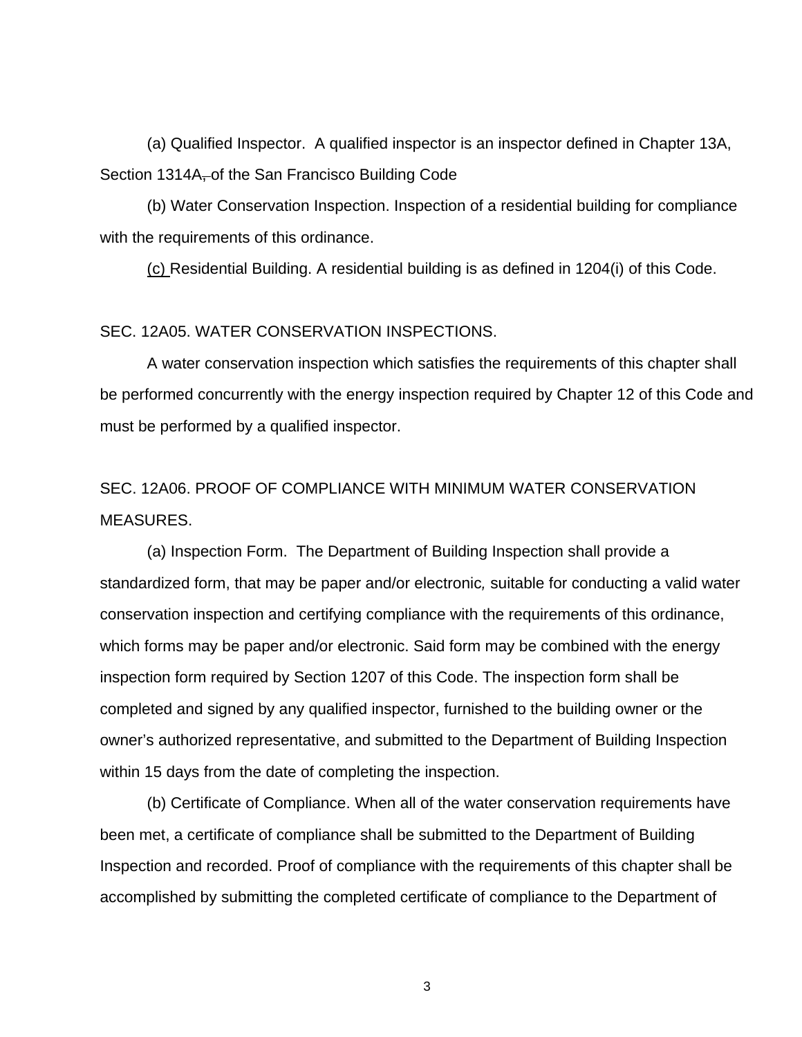(a) Qualified Inspector. A qualified inspector is an inspector defined in Chapter 13A, Section 1314A, of the San Francisco Building Code

(b) Water Conservation Inspection. Inspection of a residential building for compliance with the requirements of this ordinance.

(c) Residential Building. A residential building is as defined in 1204(i) of this Code.

SEC. 12A05. WATER CONSERVATION INSPECTIONS.

A water conservation inspection which satisfies the requirements of this chapter shall be performed concurrently with the energy inspection required by Chapter 12 of this Code and must be performed by a qualified inspector.

SEC. 12A06. PROOF OF COMPLIANCE WITH MINIMUM WATER CONSERVATION MEASURES.

(a) Inspection Form. The Department of Building Inspection shall provide a standardized form, that may be paper and/or electronic, suitable for conducting a valid water conservation inspection and certifying compliance with the requirements of this ordinance, which forms may be paper and/or electronic. Said form may be combined with the energy inspection form required by Section 1207 of this Code. The inspection form shall be completed and signed by any qualified inspector, furnished to the building owner or the owner's authorized representative, and submitted to the Department of Building Inspection within 15 days from the date of completing the inspection.

(b) Certificate of Compliance. When all of the water conservation requirements have been met, a certificate of compliance shall be submitted to the Department of Building Inspection and recorded. Proof of compliance with the requirements of this chapter shall be accomplished by submitting the completed certificate of compliance to the Department of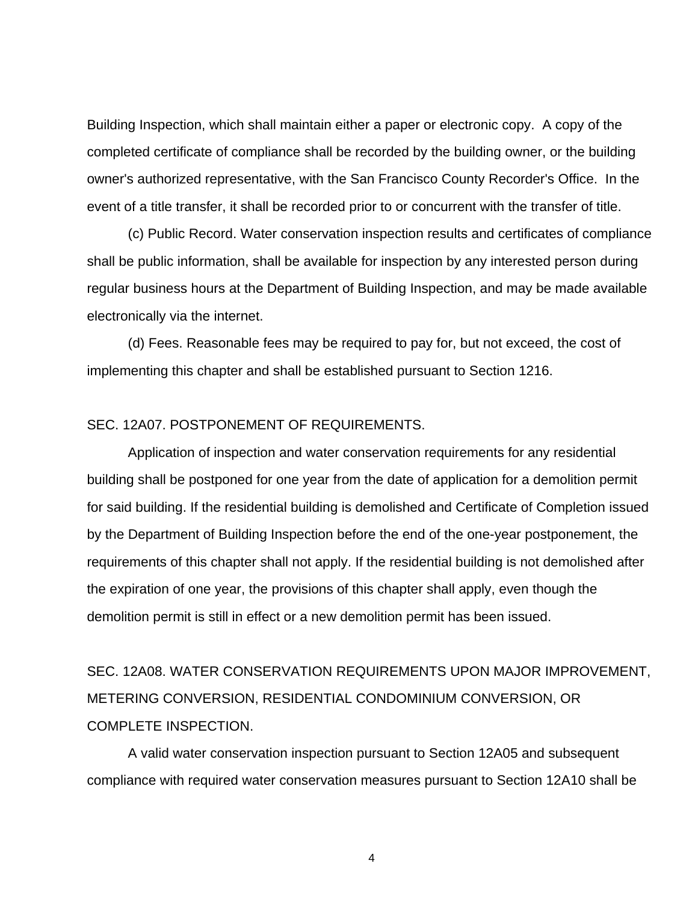Building Inspection, which shall maintain either a paper or electronic copy. A copy of the completed certificate of compliance shall be recorded by the building owner, or the building owner's authorized representative, with the San Francisco County Recorder's Office. In the event of a title transfer, it shall be recorded prior to or concurrent with the transfer of title.

(c) Public Record. Water conservation inspection results and certificates of compliance shall be public information, shall be available for inspection by any interested person during regular business hours at the Department of Building Inspection, and may be made available electronically via the internet.

(d) Fees. Reasonable fees may be required to pay for, but not exceed, the cost of implementing this chapter and shall be established pursuant to Section 1216.

SEC. 12A07. POSTPONEMENT OF REQUIREMENTS.

Application of inspection and water conservation requirements for any residential building shall be postponed for one year from the date of application for a demolition permit for said building. If the residential building is demolished and Certificate of Completion issued by the Department of Building Inspection before the end of the one-year postponement, the requirements of this chapter shall not apply. If the residential building is not demolished after the expiration of one year, the provisions of this chapter shall apply, even though the demolition permit is still in effect or a new demolition permit has been issued.

SEC. 12A08. WATER CONSERVATION REQUIREMENTS UPON MAJOR IMPROVEMENT, METERING CONVERSION, RESIDENTIAL CONDOMINIUM CONVERSION, OR COMPLETE INSPECTION.

A valid water conservation inspection pursuant to Section 12A05 and subsequent compliance with required water conservation measures pursuant to Section 12A10 shall be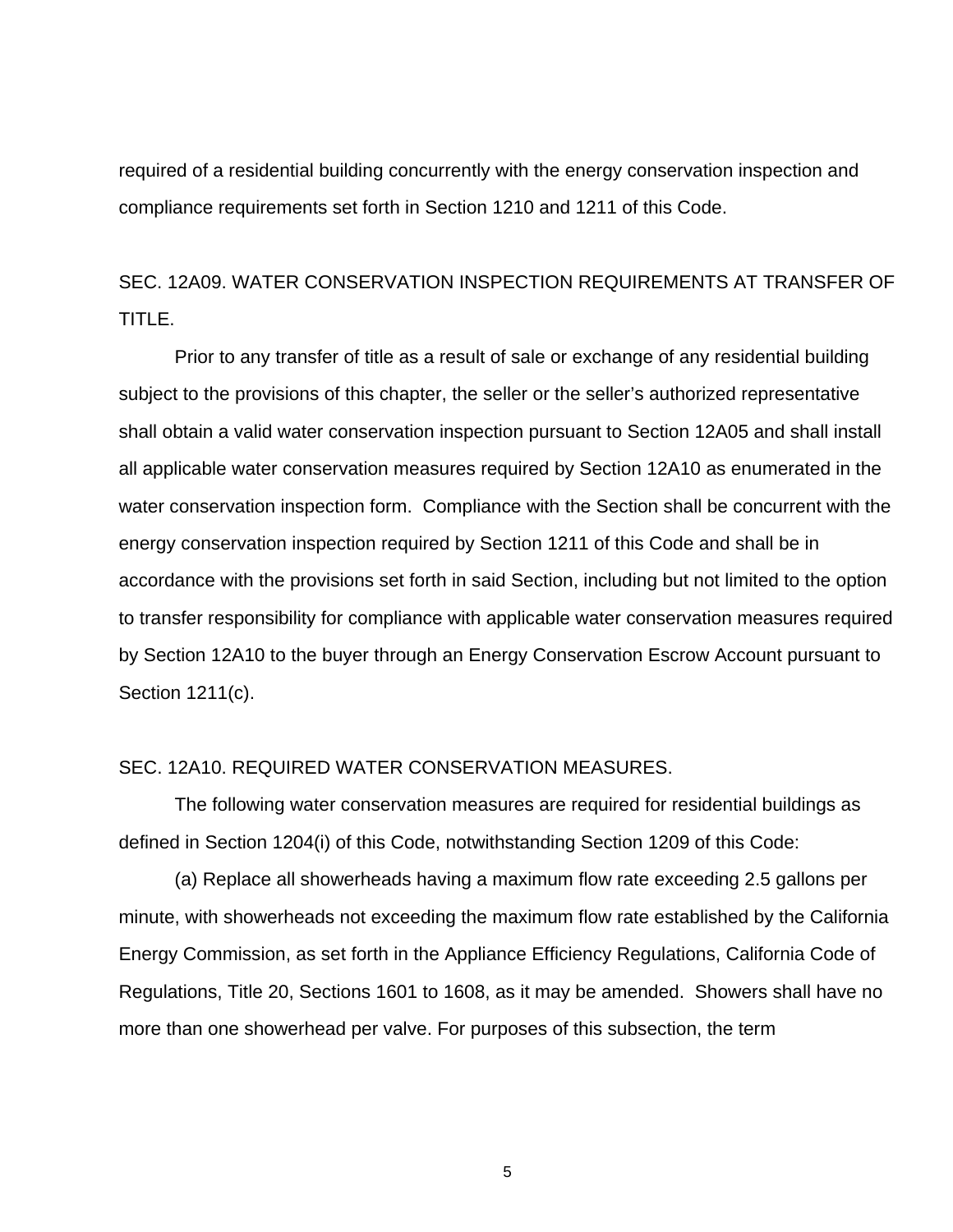required of a residential building concurrently with the energy conservation inspection and compliance requirements set forth in Section 1210 and 1211 of this Code.

SEC. 12A09. WATER CONSERVATION INSPECTION REQUIREMENTS AT TRANSFER OF TITLE.

Prior to any transfer of title as a result of sale or exchange of any residential building subject to the provisions of this chapter, the seller or the seller's authorized representative shall obtain a valid water conservation inspection pursuant to Section 12A05 and shall install all applicable water conservation measures required by Section 12A10 as enumerated in the water conservation inspection form. Compliance with the Section shall be concurrent with the energy conservation inspection required by Section 1211 of this Code and shall be in accordance with the provisions set forth in said Section, including but not limited to the option to transfer responsibility for compliance with applicable water conservation measures required by Section 12A10 to the buyer through an Energy Conservation Escrow Account pursuant to Section 1211(c).

SEC. 12A10. REQUIRED WATER CONSERVATION MEASURES.

The following water conservation measures are required for residential buildings as defined in Section 1204(i) of this Code, notwithstanding Section 1209 of this Code:

(a) Replace all showerheads having a maximum flow rate exceeding 2.5 gallons per minute, with showerheads not exceeding the maximum flow rate established by the California Energy Commission, as set forth in the Appliance Efficiency Regulations, California Code of Regulations, Title 20, Sections 1601 to 1608, as it may be amended. Showers shall have no more than one showerhead per valve. For purposes of this subsection, the term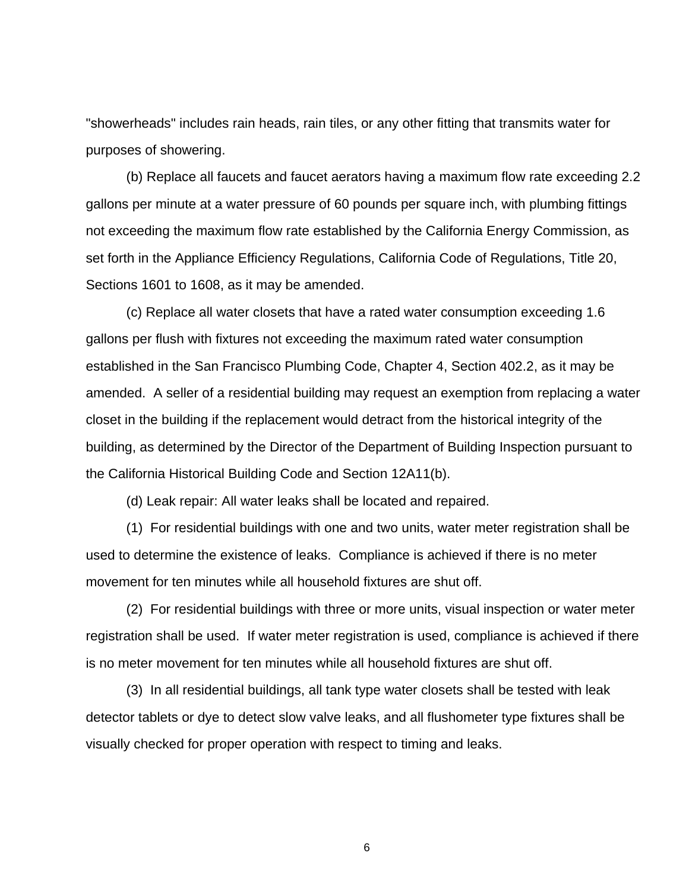"showerheads" includes rain heads, rain tiles, or any other fitting that transmits water for purposes of showering.

(b) Replace all faucets and faucet aerators having a maximum flow rate exceeding 2.2 gallons per minute at a water pressure of 60 pounds per square inch, with plumbing fittings not exceeding the maximum flow rate established by the California Energy Commission, as set forth in the Appliance Efficiency Regulations, California Code of Regulations, Title 20, Sections 1601 to 1608, as it may be amended.

(c) Replace all water closets that have a rated water consumption exceeding 1.6 gallons per flush with fixtures not exceeding the maximum rated water consumption established in the San Francisco Plumbing Code, Chapter 4, Section 402.2, as it may be amended. A seller of a residential building may request an exemption from replacing a water closet in the building if the replacement would detract from the historical integrity of the building, as determined by the Director of the Department of Building Inspection pursuant to the California Historical Building Code and Section 12A11(b).

(d) Leak repair: All water leaks shall be located and repaired.

(1) For residential buildings with one and two units, water meter registration shall be used to determine the existence of leaks. Compliance is achieved if there is no meter movement for ten minutes while all household fixtures are shut off.

(2) For residential buildings with three or more units, visual inspection or water meter registration shall be used. If water meter registration is used, compliance is achieved if there is no meter movement for ten minutes while all household fixtures are shut off.

(3) In all residential buildings, all tank type water closets shall be tested with leak detector tablets or dye to detect slow valve leaks, and all flushometer type fixtures shall be visually checked for proper operation with respect to timing and leaks.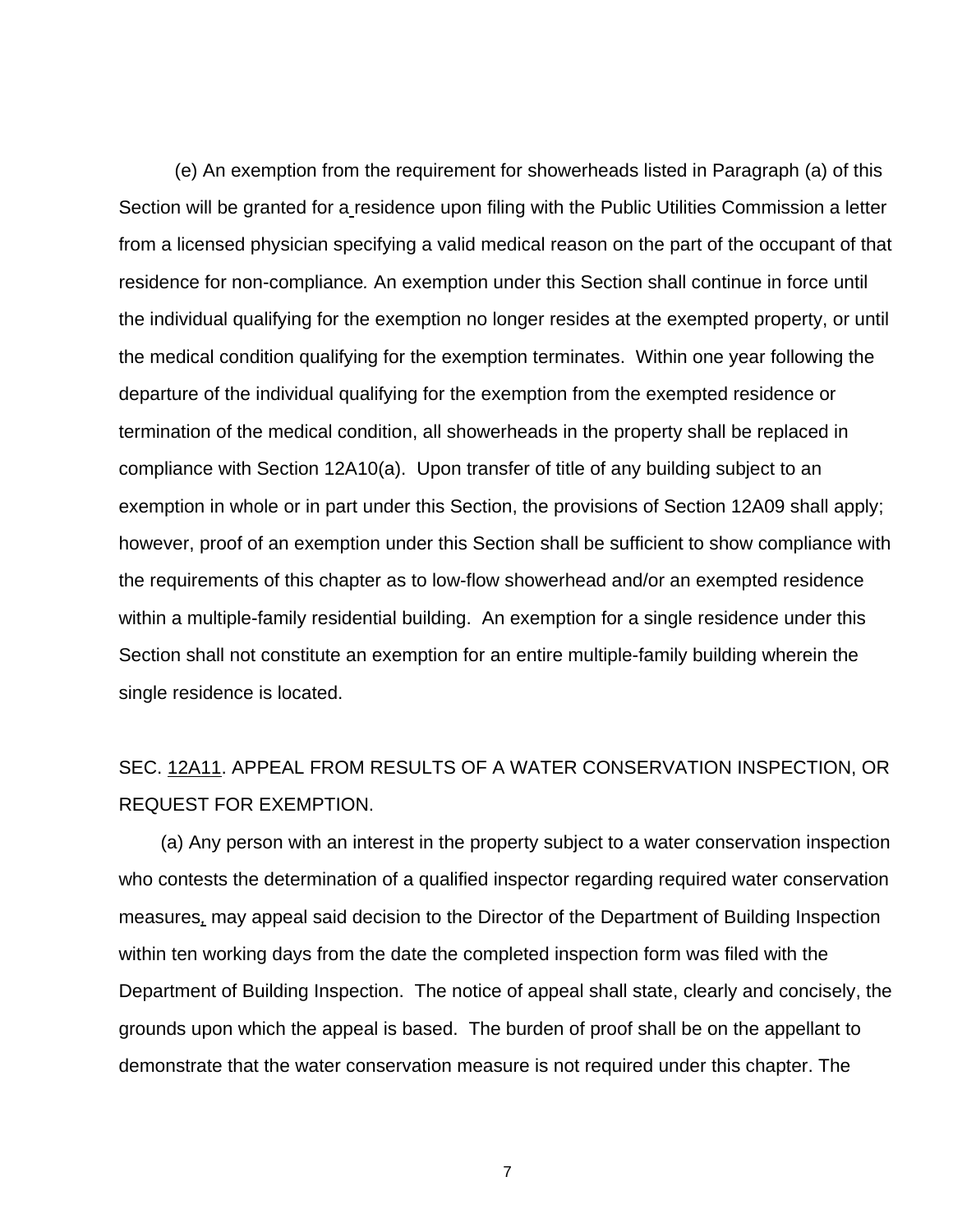(e) An exemption from the requirement for showerheads listed in Paragraph (a) of this Section will be granted for a residence upon filing with the Public Utilities Commission a letter from a licensed physician specifying a valid medical reason on the part of the occupant of that residence for non-compliance. An exemption under this Section shall continue in force until the individual qualifying for the exemption no longer resides at the exempted property, or until the medical condition qualifying for the exemption terminates. Within one year following the departure of the individual qualifying for the exemption from the exempted residence or termination of the medical condition, all showerheads in the property shall be replaced in compliance with Section 12A10(a). Upon transfer of title of any building subject to an exemption in whole or in part under this Section, the provisions of Section 12A09 shall apply; however, proof of an exemption under this Section shall be sufficient to show compliance with the requirements of this chapter as to low-flow showerhead and/or an exempted residence within a multiple-family residential building. An exemption for a single residence under this Section shall not constitute an exemption for an entire multiple-family building wherein the single residence is located.

SEC. 12A11. APPEAL FROM RESULTS OF A WATER CONSERVATION INSPECTION, OR REQUEST FOR EXEMPTION.

(a) Any person with an interest in the property subject to a water conservation inspection who contests the determination of a qualified inspector regarding required water conservation measures, may appeal said decision to the Director of the Department of Building Inspection within ten working days from the date the completed inspection form was filed with the Department of Building Inspection. The notice of appeal shall state, clearly and concisely, the grounds upon which the appeal is based. The burden of proof shall be on the appellant to demonstrate that the water conservation measure is not required under this chapter. The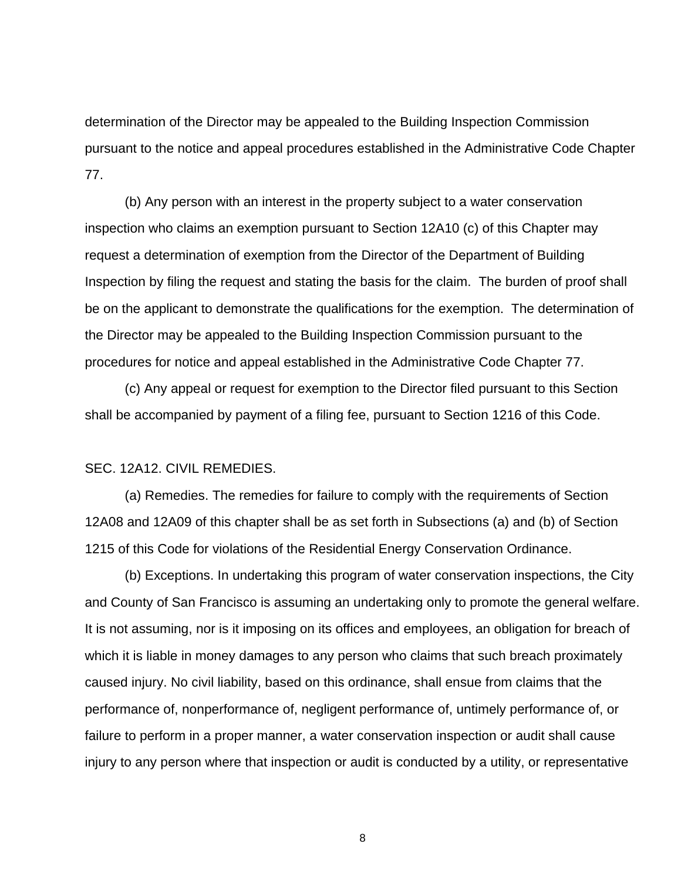determination of the Director may be appealed to the Building Inspection Commission pursuant to the notice and appeal procedures established in the Administrative Code Chapter 77.

(b) Any person with an interest in the property subject to a water conservation inspection who claims an exemption pursuant to Section 12A10 (c) of this Chapter may request a determination of exemption from the Director of the Department of Building Inspection by filing the request and stating the basis for the claim. The burden of proof shall be on the applicant to demonstrate the qualifications for the exemption. The determination of the Director may be appealed to the Building Inspection Commission pursuant to the procedures for notice and appeal established in the Administrative Code Chapter 77.

(c) Any appeal or request for exemption to the Director filed pursuant to this Section shall be accompanied by payment of a filing fee, pursuant to Section 1216 of this Code.

SEC. 12A12. CIVIL REMEDIES.

(a) Remedies. The remedies for failure to comply with the requirements of Section 12A08 and 12A09 of this chapter shall be as set forth in Subsections (a) and (b) of Section 1215 of this Code for violations of the Residential Energy Conservation Ordinance.

(b) Exceptions. In undertaking this program of water conservation inspections, the City and County of San Francisco is assuming an undertaking only to promote the general welfare. It is not assuming, nor is it imposing on its offices and employees, an obligation for breach of which it is liable in money damages to any person who claims that such breach proximately caused injury. No civil liability, based on this ordinance, shall ensue from claims that the performance of, nonperformance of, negligent performance of, untimely performance of, or failure to perform in a proper manner, a water conservation inspection or audit shall cause injury to any person where that inspection or audit is conducted by a utility, or representative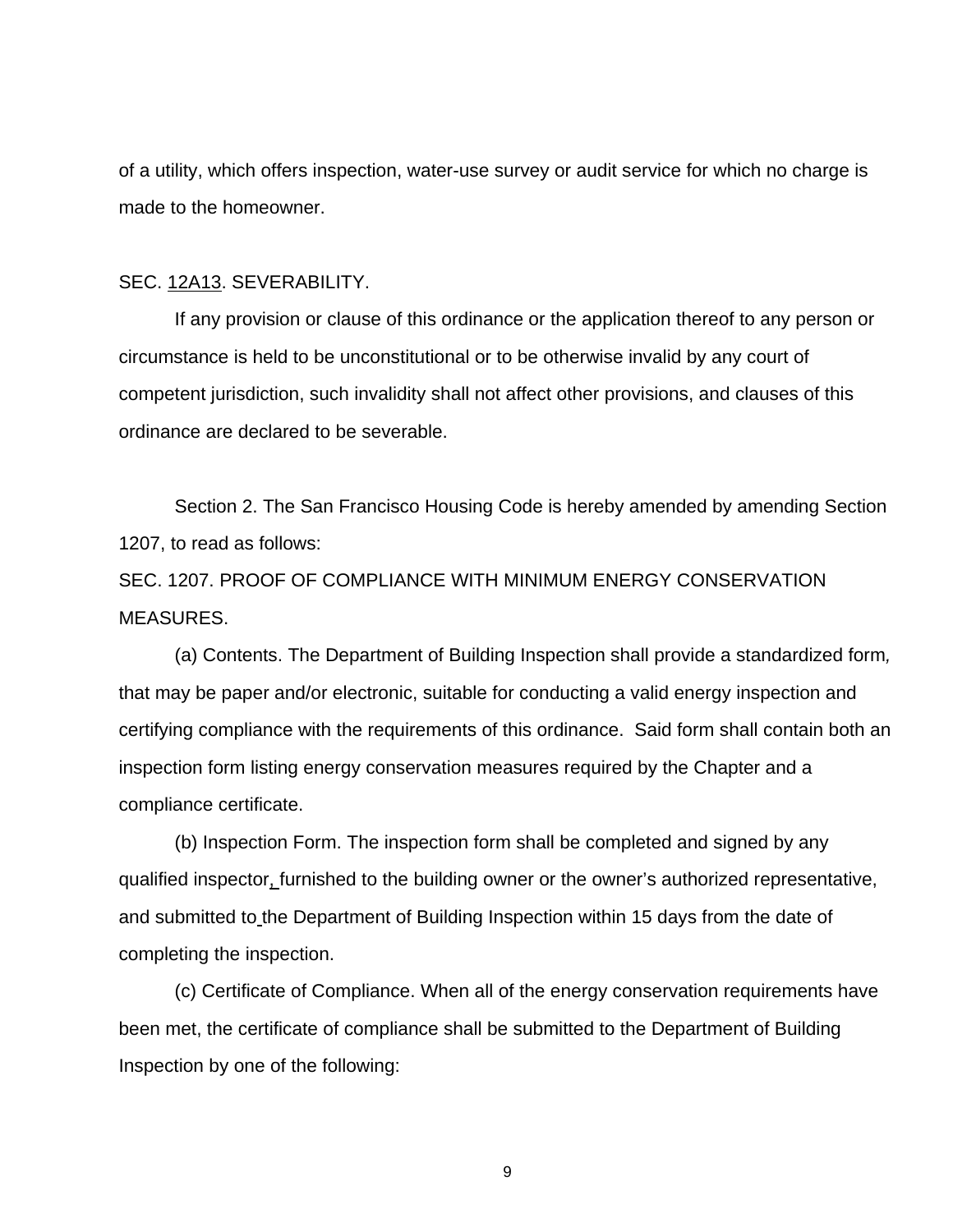of a utility, which offers inspection, water-use survey or audit service for which no charge is made to the homeowner.

SEC. <u>12A13</u>. SEVERABILITY.

If any provision or clause of this ordinance or the application thereof to any person or circumstance is held to be unconstitutional or to be otherwise invalid by any court of competent jurisdiction, such invalidity shall not affect other provisions, and clauses of this ordinance are declared to be severable.

Section 2. The San Francisco Housing Code is hereby amended by amending Section 1207, to read as follows:

SEC. 1207. PROOF OF COMPLIANCE WITH MINIMUM ENERGY CONSERVATION MEASURES.

(a) Contents. The Department of Building Inspection shall provide a standardized form, that may be paper and/or electronic, suitable for conducting a valid energy inspection and certifying compliance with the requirements of this ordinance. Said form shall contain both an inspection form listing energy conservation measures required by the Chapter and a compliance certificate.

(b) Inspection Form. The inspection form shall be completed and signed by any qualified inspector, furnished to the building owner or the owner's authorized representative, and submitted to the Department of Building Inspection within 15 days from the date of completing the inspection.

(c) Certificate of Compliance. When all of the energy conservation requirements have been met, the certificate of compliance shall be submitted to the Department of Building Inspection by one of the following: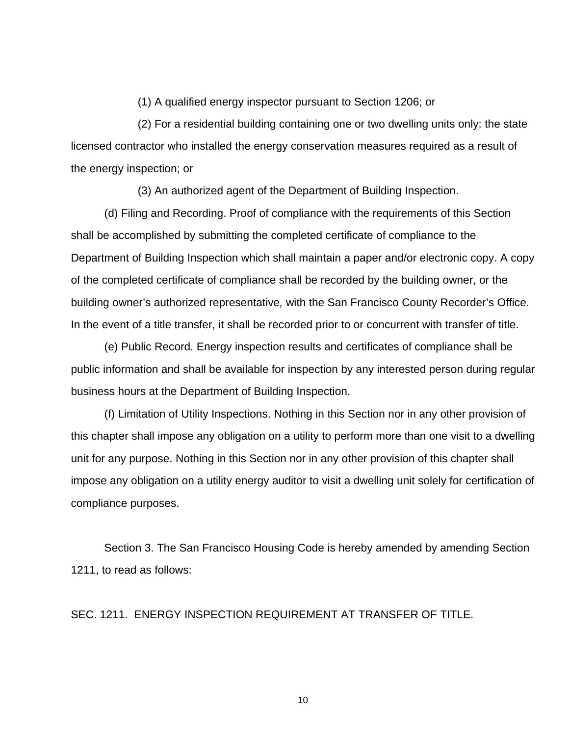(1) A qualified energy inspector pursuant to Section 1206; or

(2) For a residential building containing one or two dwelling units only: the state licensed contractor who installed the energy conservation measures required as a result of the energy inspection; or

(3) An authorized agent of the Department of Building Inspection.

(d) Filing and Recording. Proof of compliance with the requirements of this Section shall be accomplished by submitting the completed certificate of compliance to the Department of Building Inspection which shall maintain a paper and/or electronic copy. A copy of the completed certificate of compliance shall be recorded by the building owner, or the building owner's authorized representative*,* with the San Francisco County Recorder's Office. In the event of a title transfer, it shall be recorded prior to or concurrent with transfer of title.

(e) Public Record*.* Energy inspection results and certificates of compliance shall be public information and shall be available for inspection by any interested person during regular business hours at the Department of Building Inspection.

(f) Limitation of Utility Inspections. Nothing in this Section nor in any other provision of this chapter shall impose any obligation on a utility to perform more than one visit to a dwelling unit for any purpose. Nothing in this Section nor in any other provision of this chapter shall impose any obligation on a utility energy auditor to visit a dwelling unit solely for certification of compliance purposes.

Section 3. The San Francisco Housing Code is hereby amended by amending Section 1211, to read as follows:

SEC. 1211. ENERGY INSPECTION REQUIREMENT AT TRANSFER OF TITLE.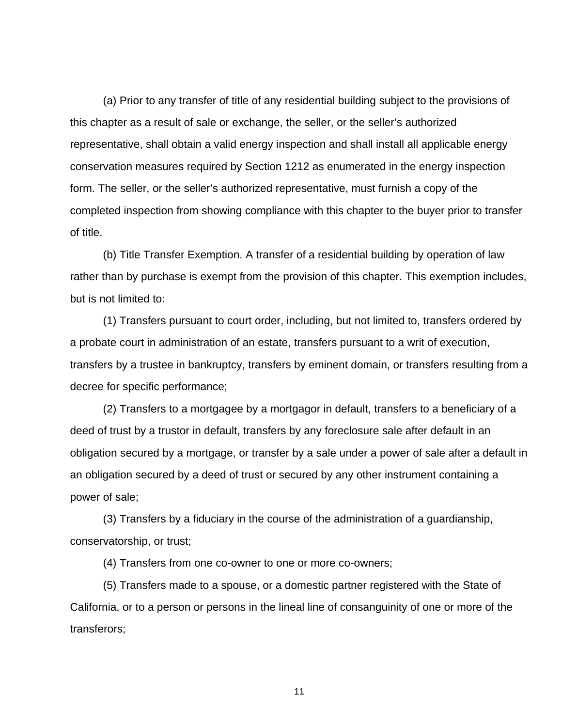(a) Prior to any transfer of title of any residential building subject to the provisions of this chapter as a result of sale or exchange, the seller, or the seller's authorized representative, shall obtain a valid energy inspection and shall install all applicable energy conservation measures required by Section 1212 as enumerated in the energy inspection form. The seller, or the seller's authorized representative, must furnish a copy of the completed inspection from showing compliance with this chapter to the buyer prior to transfer of title.

(b) Title Transfer Exemption. A transfer of a residential building by operation of law rather than by purchase is exempt from the provision of this chapter. This exemption includes, but is not limited to:

(1) Transfers pursuant to court order, including, but not limited to, transfers ordered by a probate court in administration of an estate, transfers pursuant to a writ of execution, transfers by a trustee in bankruptcy, transfers by eminent domain, or transfers resulting from a decree for specific performance;

(2) Transfers to a mortgagee by a mortgagor in default, transfers to a beneficiary of a deed of trust by a trustor in default, transfers by any foreclosure sale after default in an obligation secured by a mortgage, or transfer by a sale under a power of sale after a default in an obligation secured by a deed of trust or secured by any other instrument containing a power of sale;

(3) Transfers by a fiduciary in the course of the administration of a guardianship, conservatorship, or trust;

(4) Transfers from one co-owner to one or more co-owners;

(5) Transfers made to a spouse, or a domestic partner registered with the State of California, or to a person or persons in the lineal line of consanguinity of one or more of the transferors;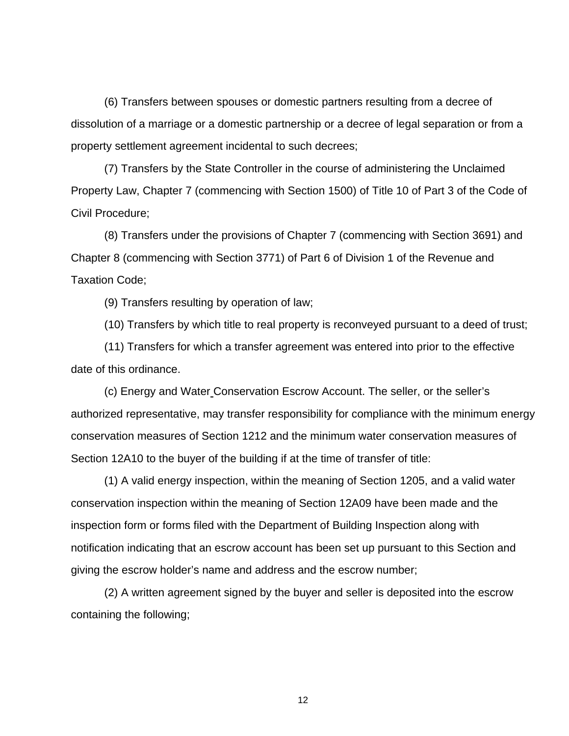(6) Transfers between spouses or domestic partners resulting from a decree of dissolution of a marriage or a domestic partnership or a decree of legal separation or from a property settlement agreement incidental to such decrees;

(7) Transfers by the State Controller in the course of administering the Unclaimed Property Law, Chapter 7 (commencing with Section 1500) of Title 10 of Part 3 of the Code of Civil Procedure;

(8) Transfers under the provisions of Chapter 7 (commencing with Section 3691) and Chapter 8 (commencing with Section 3771) of Part 6 of Division 1 of the Revenue and Taxation Code;

(9) Transfers resulting by operation of law;

(10) Transfers by which title to real property is reconveyed pursuant to a deed of trust;

(11) Transfers for which a transfer agreement was entered into prior to the effective date of this ordinance.

(c) Energy and Water Conservation Escrow Account. The seller, or the seller's authorized representative, may transfer responsibility for compliance with the minimum energy conservation measures of Section 1212 and the minimum water conservation measures of Section 12A10 to the buyer of the building if at the time of transfer of title:

(1) A valid energy inspection, within the meaning of Section 1205, and a valid water conservation inspection within the meaning of Section 12A09 have been made and the inspection form or forms filed with the Department of Building Inspection along with notification indicating that an escrow account has been set up pursuant to this Section and giving the escrow holder's name and address and the escrow number;

(2) A written agreement signed by the buyer and seller is deposited into the escrow containing the following;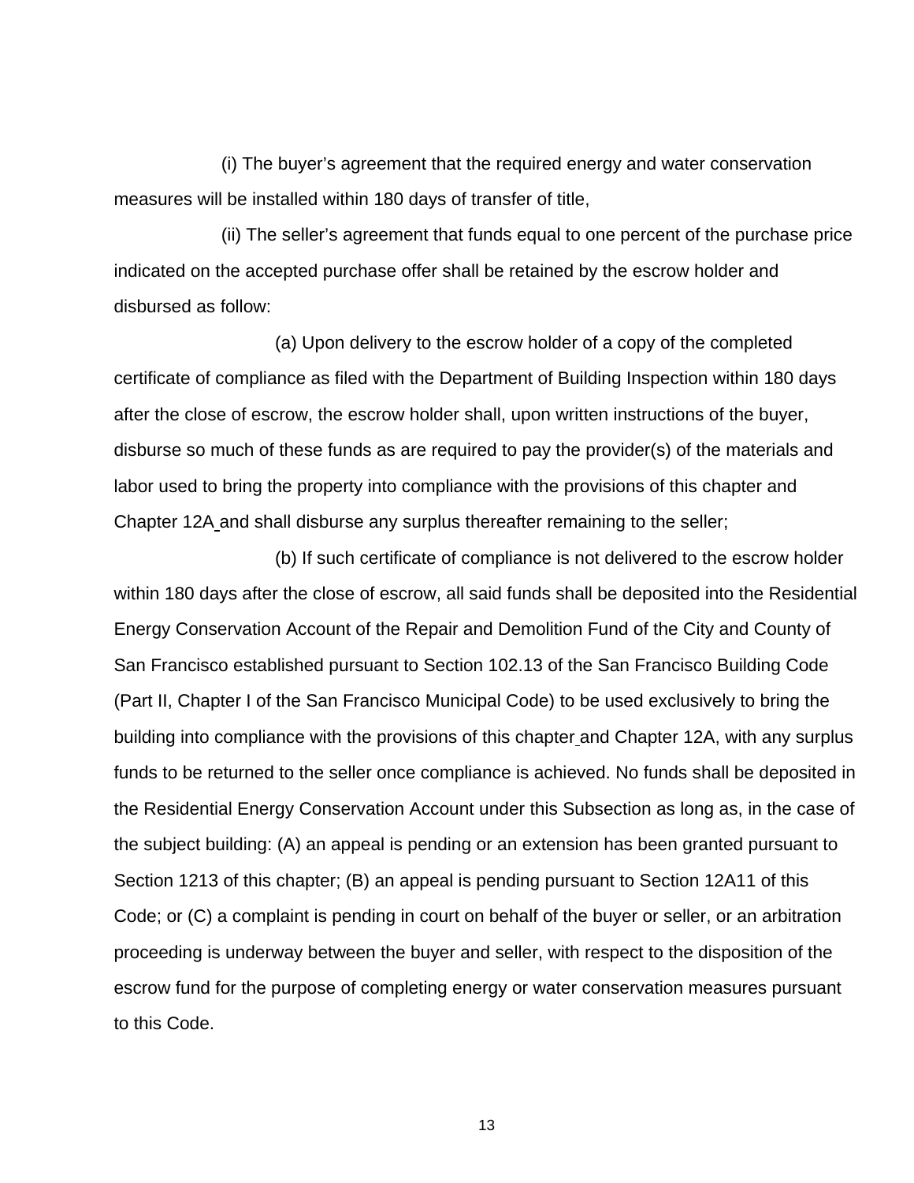(i) The buyer's agreement that the required energy and water conservation measures will be installed within 180 days of transfer of title,

(ii) The seller's agreement that funds equal to one percent of the purchase price indicated on the accepted purchase offer shall be retained by the escrow holder and disbursed as follow:

(a) Upon delivery to the escrow holder of a copy of the completed certificate of compliance as filed with the Department of Building Inspection within 180 days after the close of escrow, the escrow holder shall, upon written instructions of the buyer, disburse so much of these funds as are required to pay the provider(s) of the materials and labor used to bring the property into compliance with the provisions of this chapter and Chapter 12A and shall disburse any surplus thereafter remaining to the seller;

(b) If such certificate of compliance is not delivered to the escrow holder within 180 days after the close of escrow, all said funds shall be deposited into the Residential Energy Conservation Account of the Repair and Demolition Fund of the City and County of San Francisco established pursuant to Section 102.13 of the San Francisco Building Code (Part II, Chapter I of the San Francisco Municipal Code) to be used exclusively to bring the building into compliance with the provisions of this chapter and Chapter 12A, with any surplus funds to be returned to the seller once compliance is achieved. No funds shall be deposited in the Residential Energy Conservation Account under this Subsection as long as, in the case of the subject building: (A) an appeal is pending or an extension has been granted pursuant to Section 1213 of this chapter; (B) an appeal is pending pursuant to Section 12A11 of this Code; or (C) a complaint is pending in court on behalf of the buyer or seller, or an arbitration proceeding is underway between the buyer and seller, with respect to the disposition of the escrow fund for the purpose of completing energy or water conservation measures pursuant to this Code.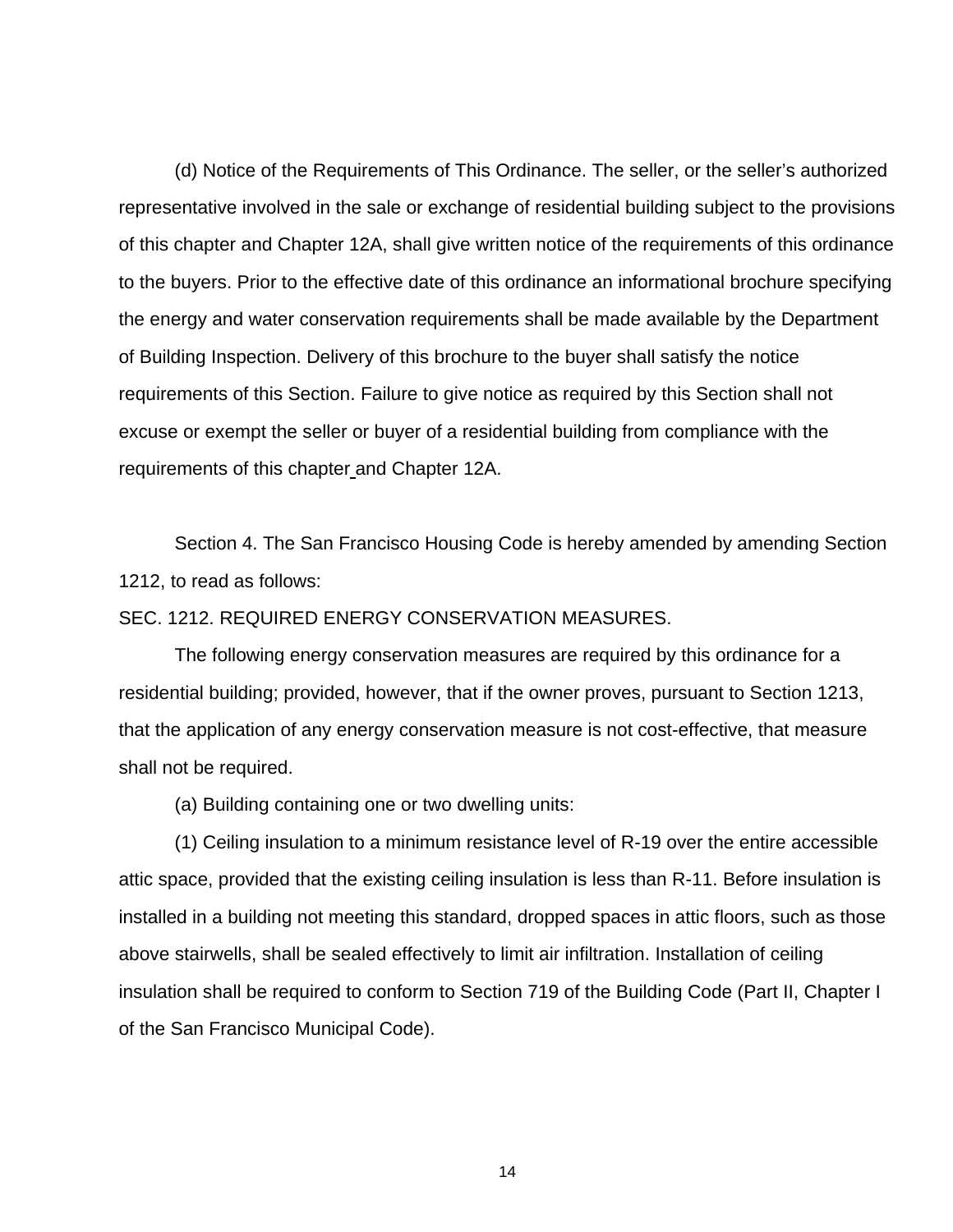(d) Notice of the Requirements of This Ordinance. The seller, or the seller's authorized representative involved in the sale or exchange of residential building subject to the provisions of this chapter and Chapter 12A, shall give written notice of the requirements of this ordinance to the buyers. Prior to the effective date of this ordinance an informational brochure specifying the energy and water conservation requirements shall be made available by the Department of Building Inspection. Delivery of this brochure to the buyer shall satisfy the notice requirements of this Section. Failure to give notice as required by this Section shall not excuse or exempt the seller or buyer of a residential building from compliance with the requirements of this chapter and Chapter 12A.

Section 4. The San Francisco Housing Code is hereby amended by amending Section 1212, to read as follows:

SEC. 1212. REQUIRED ENERGY CONSERVATION MEASURES.

The following energy conservation measures are required by this ordinance for a residential building; provided, however, that if the owner proves, pursuant to Section 1213, that the application of any energy conservation measure is not cost-effective, that measure shall not be required.

(a) Building containing one or two dwelling units:

(1) Ceiling insulation to a minimum resistance level of R-19 over the entire accessible attic space, provided that the existing ceiling insulation is less than R-11. Before insulation is installed in a building not meeting this standard, dropped spaces in attic floors, such as those above stairwells, shall be sealed effectively to limit air infiltration. Installation of ceiling insulation shall be required to conform to Section 719 of the Building Code (Part II, Chapter I of the San Francisco Municipal Code).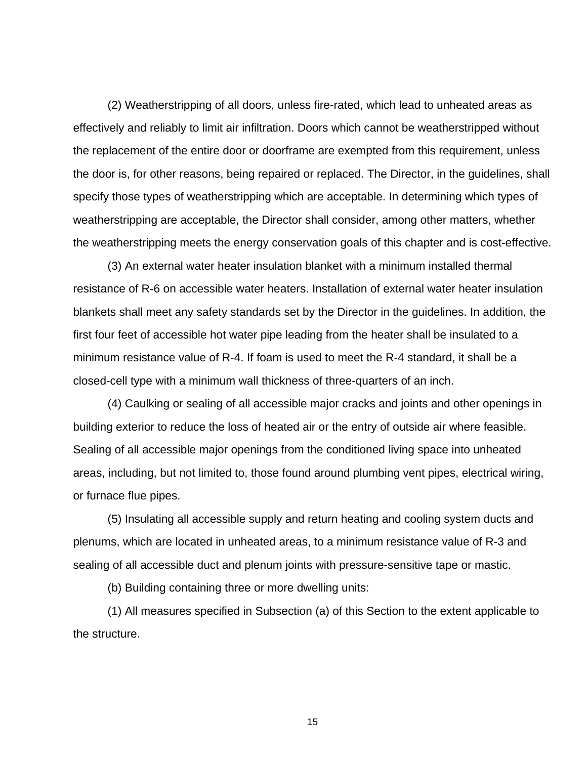(2) Weatherstripping of all doors, unless fire-rated, which lead to unheated areas as effectively and reliably to limit air infiltration. Doors which cannot be weatherstripped without the replacement of the entire door or doorframe are exempted from this requirement, unless the door is, for other reasons, being repaired or replaced. The Director, in the guidelines, shall specify those types of weatherstripping which are acceptable. In determining which types of weatherstripping are acceptable, the Director shall consider, among other matters, whether the weatherstripping meets the energy conservation goals of this chapter and is cost-effective.

(3) An external water heater insulation blanket with a minimum installed thermal resistance of R-6 on accessible water heaters. Installation of external water heater insulation blankets shall meet any safety standards set by the Director in the guidelines. In addition, the first four feet of accessible hot water pipe leading from the heater shall be insulated to a minimum resistance value of R-4. If foam is used to meet the R-4 standard, it shall be a closed-cell type with a minimum wall thickness of three-quarters of an inch.

(4) Caulking or sealing of all accessible major cracks and joints and other openings in building exterior to reduce the loss of heated air or the entry of outside air where feasible. Sealing of all accessible major openings from the conditioned living space into unheated areas, including, but not limited to, those found around plumbing vent pipes, electrical wiring, or furnace flue pipes.

(5) Insulating all accessible supply and return heating and cooling system ducts and plenums, which are located in unheated areas, to a minimum resistance value of R-3 and sealing of all accessible duct and plenum joints with pressure-sensitive tape or mastic.

(b) Building containing three or more dwelling units:

(1) All measures specified in Subsection (a) of this Section to the extent applicable to the structure.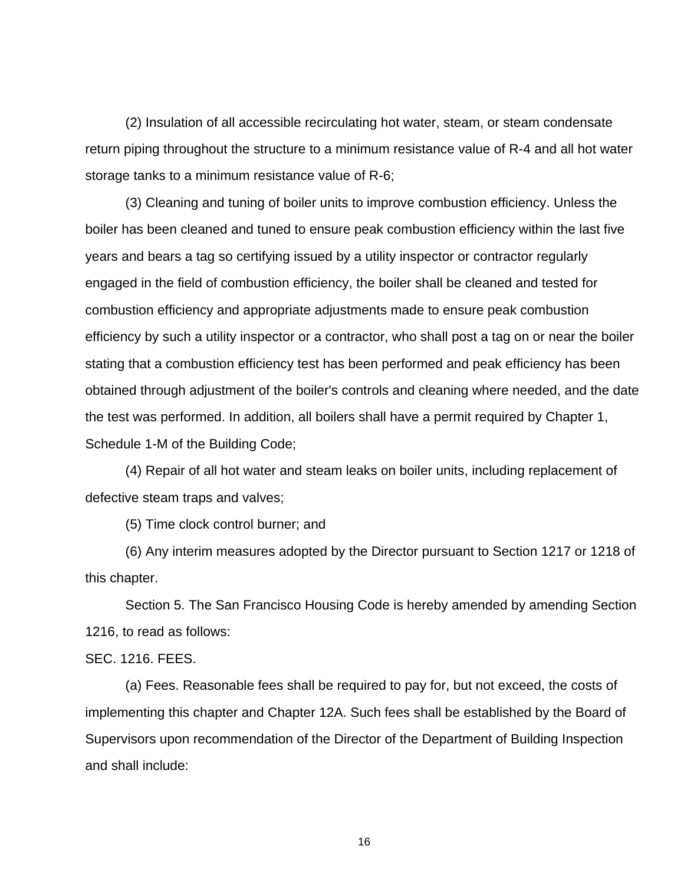(2) Insulation of all accessible recirculating hot water, steam, or steam condensate return piping throughout the structure to a minimum resistance value of R-4 and all hot water storage tanks to a minimum resistance value of R-6;

(3) Cleaning and tuning of boiler units to improve combustion efficiency. Unless the boiler has been cleaned and tuned to ensure peak combustion efficiency within the last five years and bears a tag so certifying issued by a utility inspector or contractor regularly engaged in the field of combustion efficiency, the boiler shall be cleaned and tested for combustion efficiency and appropriate adjustments made to ensure peak combustion efficiency by such a utility inspector or a contractor, who shall post a tag on or near the boiler stating that a combustion efficiency test has been performed and peak efficiency has been obtained through adjustment of the boiler's controls and cleaning where needed, and the date the test was performed. In addition, all boilers shall have a permit required by Chapter 1, Schedule 1-M of the Building Code;

(4) Repair of all hot water and steam leaks on boiler units, including replacement of defective steam traps and valves;

(5) Time clock control burner; and

(6) Any interim measures adopted by the Director pursuant to Section 1217 or 1218 of this chapter.

Section 5. The San Francisco Housing Code is hereby amended by amending Section 1216, to read as follows:

SEC. 1216. FEES.

(a) Fees. Reasonable fees shall be required to pay for, but not exceed, the costs of implementing this chapter and Chapter 12A. Such fees shall be established by the Board of Supervisors upon recommendation of the Director of the Department of Building Inspection and shall include: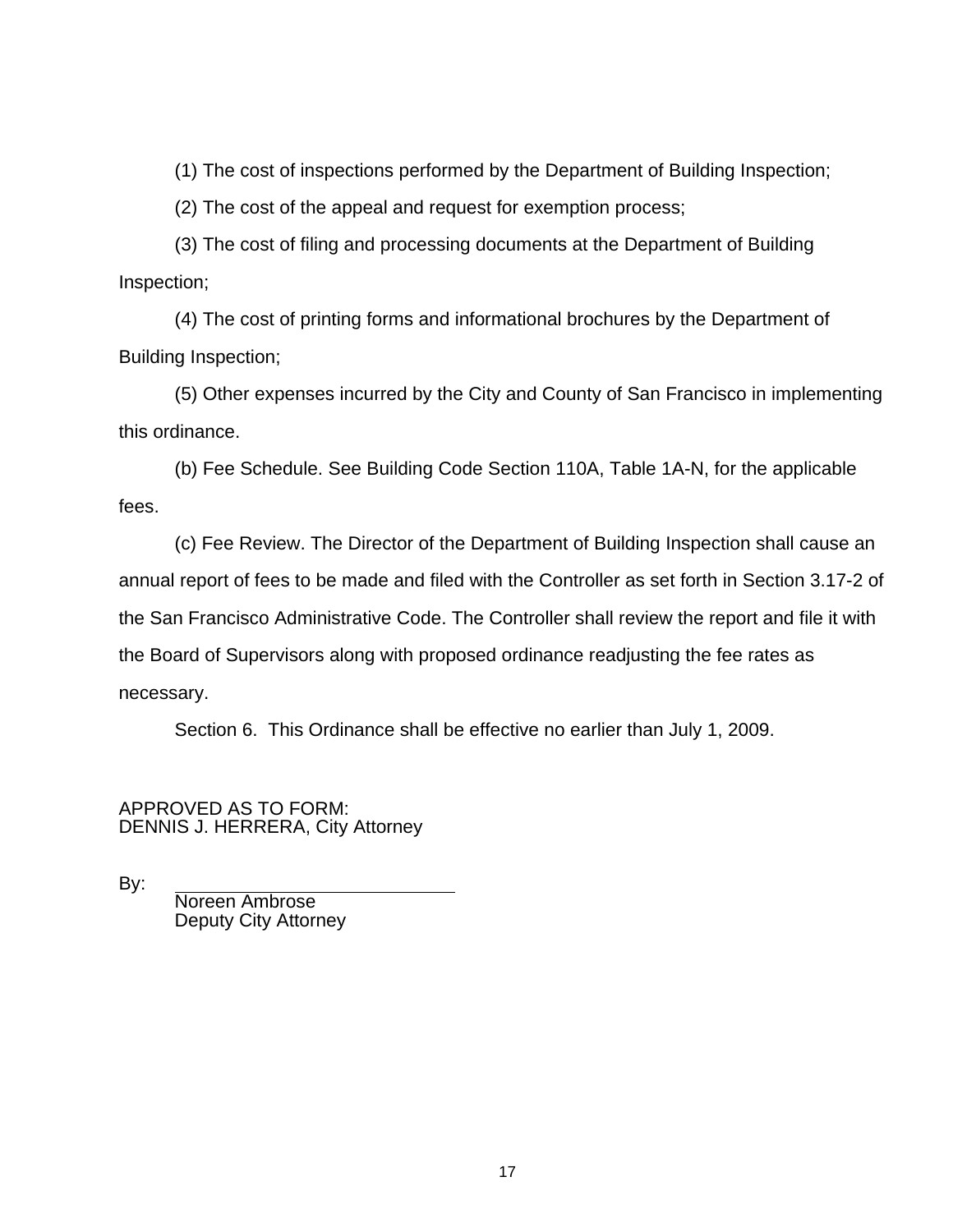(1) The cost of inspections performed by the Department of Building Inspection;

(2) The cost of the appeal and request for exemption process;

(3) The cost of filing and processing documents at the Department of Building Inspection;

(4) The cost of printing forms and informational brochures by the Department of Building Inspection;

(5) Other expenses incurred by the City and County of San Francisco in implementing this ordinance.

(b) Fee Schedule. See Building Code Section 110A, Table 1A-N, for the applicable fees.

(c) Fee Review. The Director of the Department of Building Inspection shall cause an annual report of fees to be made and filed with the Controller as set forth in Section 3.17-2 of the San Francisco Administrative Code. The Controller shall review the report and file it with the Board of Supervisors along with proposed ordinance readjusting the fee rates as necessary.

Section 6. This Ordinance shall be effective no earlier than July 1, 2009.

APPROVED AS TO FORM:
DENNIS J. HERRERA, City Attorney

By: ______________________________
Noreen Ambrose
Deputy City Attorney